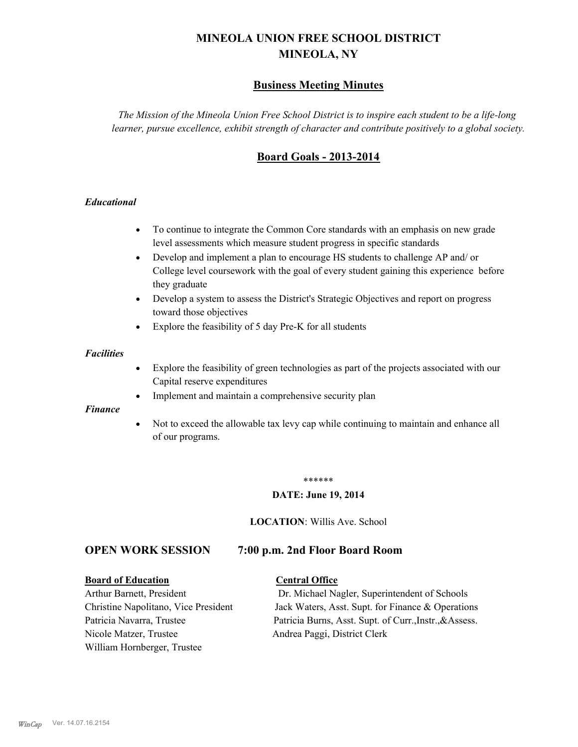# MINEOLA UNION FREE SCHOOL DISTRICT
# MINEOLA, NY

## Business Meeting Minutes

*The Mission of the Mineola Union Free School District is to inspire each student to be a life-long learner, pursue excellence, exhibit strength of character and contribute positively to a global society.*

## Board Goals - 2013-2014

***Educational***

- To continue to integrate the Common Core standards with an emphasis on new grade level assessments which measure student progress in specific standards
- Develop and implement a plan to encourage HS students to challenge AP and/ or College level coursework with the goal of every student gaining this experience before they graduate
- Develop a system to assess the District's Strategic Objectives and report on progress toward those objectives
- Explore the feasibility of 5 day Pre-K for all students

***Facilities***

- Explore the feasibility of green technologies as part of the projects associated with our Capital reserve expenditures
- Implement and maintain a comprehensive security plan

***Finance***

- Not to exceed the allowable tax levy cap while continuing to maintain and enhance all of our programs.

******

**DATE: June 19, 2014**

**LOCATION**: Willis Ave. School

## OPEN WORK SESSION 7:00 p.m. 2nd Floor Board Room

**Board of Education**

Arthur Barnett, President
Christine Napolitano, Vice President
Patricia Navarra, Trustee
Nicole Matzer, Trustee
William Hornberger, Trustee

**Central Office**

Dr. Michael Nagler, Superintendent of Schools
Jack Waters, Asst. Supt. for Finance & Operations
Patricia Burns, Asst. Supt. of Curr.,Instr.,&Assess.
Andrea Paggi, District Clerk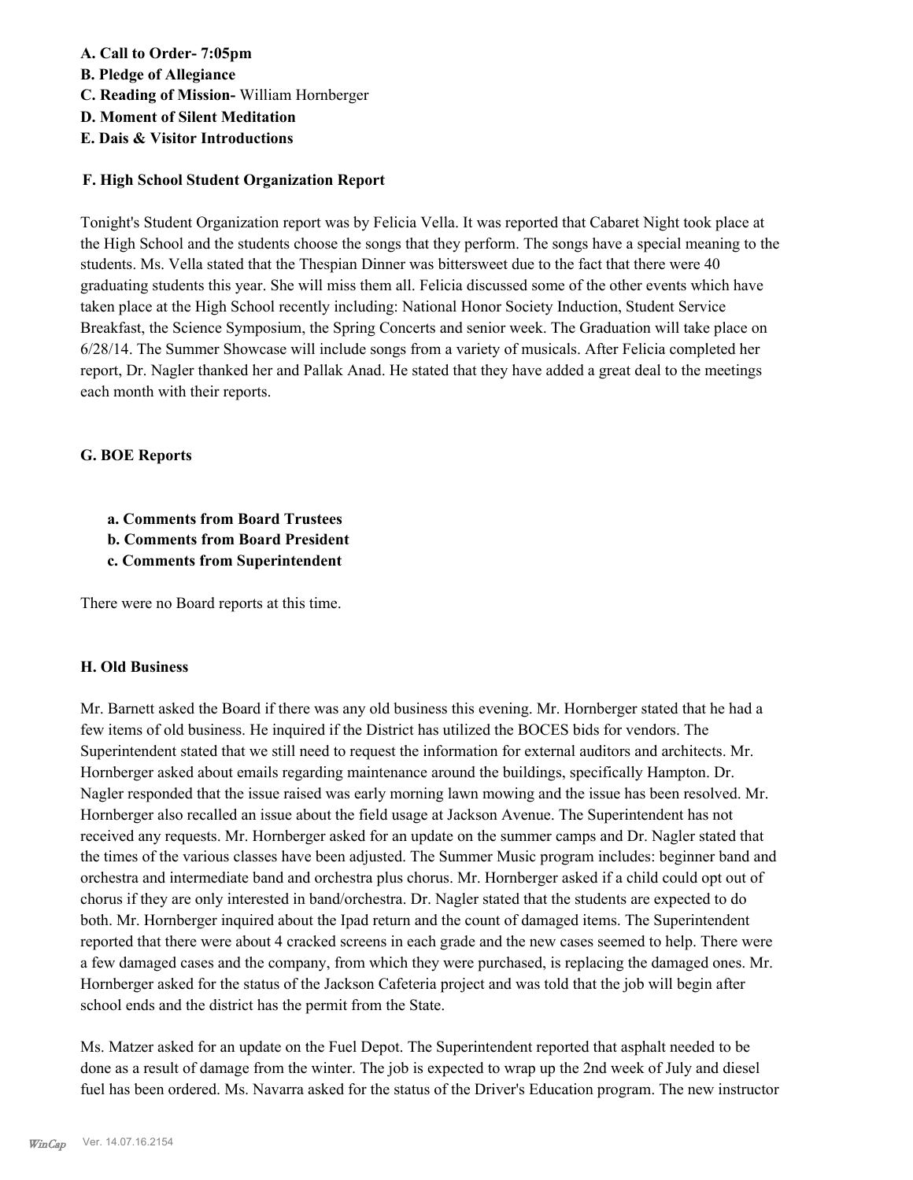**A. Call to Order- 7:05pm**

**B. Pledge of Allegiance**

**C. Reading of Mission-** William Hornberger

**D. Moment of Silent Meditation**

**E. Dais & Visitor Introductions**

**F. High School Student Organization Report**

Tonight's Student Organization report was by Felicia Vella. It was reported that Cabaret Night took place at the High School and the students choose the songs that they perform. The songs have a special meaning to the students. Ms. Vella stated that the Thespian Dinner was bittersweet due to the fact that there were 40 graduating students this year. She will miss them all. Felicia discussed some of the other events which have taken place at the High School recently including: National Honor Society Induction, Student Service Breakfast, the Science Symposium, the Spring Concerts and senior week. The Graduation will take place on 6/28/14. The Summer Showcase will include songs from a variety of musicals. After Felicia completed her report, Dr. Nagler thanked her and Pallak Anad. He stated that they have added a great deal to the meetings each month with their reports.

**G. BOE Reports**

- **a. Comments from Board Trustees**
- **b. Comments from Board President**
- **c. Comments from Superintendent**

There were no Board reports at this time.

**H. Old Business**

Mr. Barnett asked the Board if there was any old business this evening. Mr. Hornberger stated that he had a few items of old business. He inquired if the District has utilized the BOCES bids for vendors. The Superintendent stated that we still need to request the information for external auditors and architects. Mr. Hornberger asked about emails regarding maintenance around the buildings, specifically Hampton. Dr. Nagler responded that the issue raised was early morning lawn mowing and the issue has been resolved. Mr. Hornberger also recalled an issue about the field usage at Jackson Avenue. The Superintendent has not received any requests. Mr. Hornberger asked for an update on the summer camps and Dr. Nagler stated that the times of the various classes have been adjusted. The Summer Music program includes: beginner band and orchestra and intermediate band and orchestra plus chorus. Mr. Hornberger asked if a child could opt out of chorus if they are only interested in band/orchestra. Dr. Nagler stated that the students are expected to do both. Mr. Hornberger inquired about the Ipad return and the count of damaged items. The Superintendent reported that there were about 4 cracked screens in each grade and the new cases seemed to help. There were a few damaged cases and the company, from which they were purchased, is replacing the damaged ones. Mr. Hornberger asked for the status of the Jackson Cafeteria project and was told that the job will begin after school ends and the district has the permit from the State.

Ms. Matzer asked for an update on the Fuel Depot. The Superintendent reported that asphalt needed to be done as a result of damage from the winter. The job is expected to wrap up the 2nd week of July and diesel fuel has been ordered. Ms. Navarra asked for the status of the Driver's Education program. The new instructor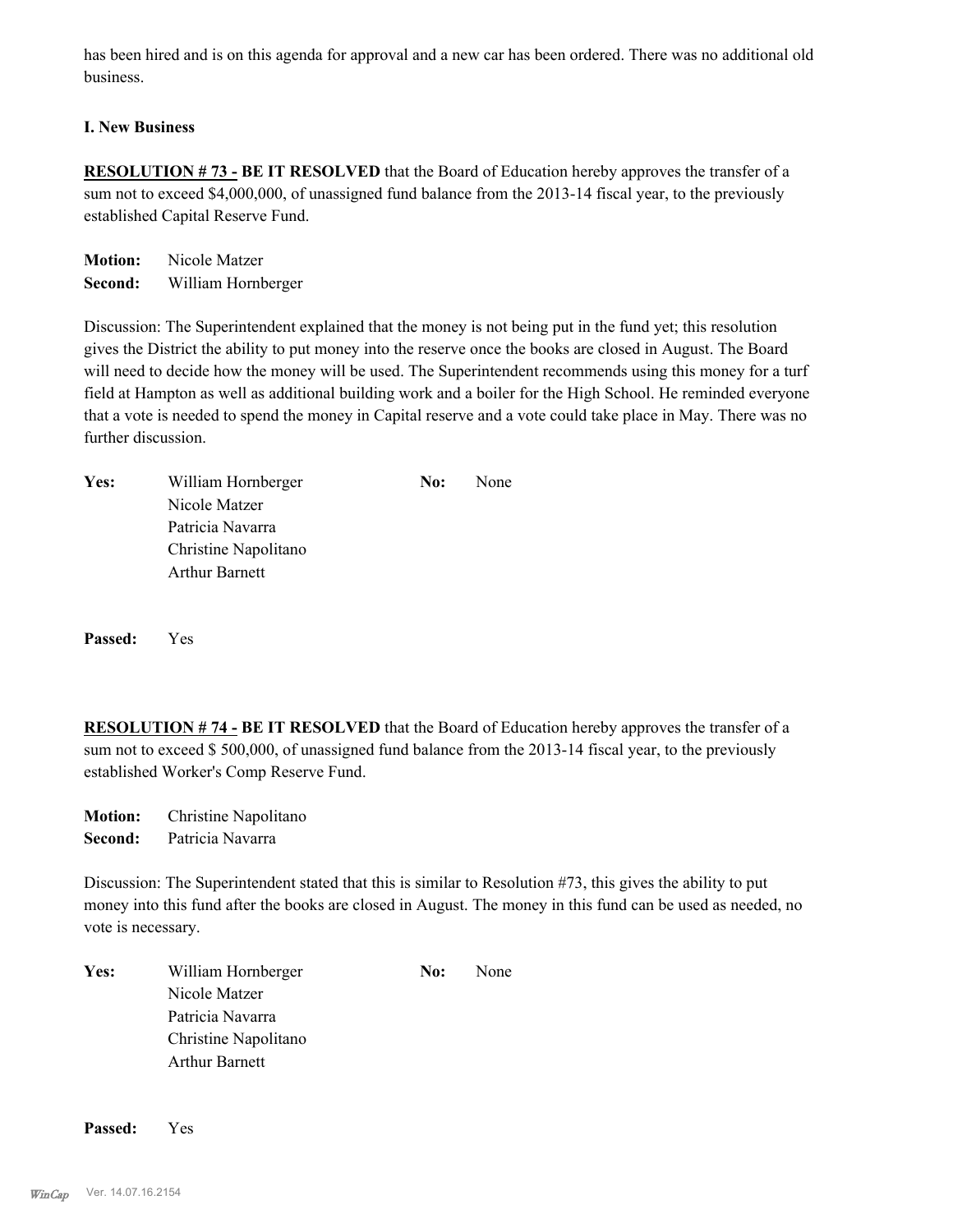has been hired and is on this agenda for approval and a new car has been ordered. There was no additional old business.

**I. New Business**

**RESOLUTION # 73 - BE IT RESOLVED** that the Board of Education hereby approves the transfer of a sum not to exceed $4,000,000, of unassigned fund balance from the 2013-14 fiscal year, to the previously established Capital Reserve Fund.

**Motion:** Nicole Matzer
**Second:** William Hornberger

Discussion: The Superintendent explained that the money is not being put in the fund yet; this resolution gives the District the ability to put money into the reserve once the books are closed in August. The Board will need to decide how the money will be used. The Superintendent recommends using this money for a turf field at Hampton as well as additional building work and a boiler for the High School. He reminded everyone that a vote is needed to spend the money in Capital reserve and a vote could take place in May. There was no further discussion.

| **Yes:** | | **No:** | |
|---|---|---|---|
| | William Hornberger | | None |
| | Nicole Matzer | | |
| | Patricia Navarra | | |
| | Christine Napolitano | | |
| | Arthur Barnett | | |

**Passed:** Yes

**RESOLUTION # 74 - BE IT RESOLVED** that the Board of Education hereby approves the transfer of a sum not to exceed $ 500,000, of unassigned fund balance from the 2013-14 fiscal year, to the previously established Worker's Comp Reserve Fund.

**Motion:** Christine Napolitano
**Second:** Patricia Navarra

Discussion: The Superintendent stated that this is similar to Resolution #73, this gives the ability to put money into this fund after the books are closed in August. The money in this fund can be used as needed, no vote is necessary.

| **Yes:** | | **No:** | |
|---|---|---|---|
| | William Hornberger | | None |
| | Nicole Matzer | | |
| | Patricia Navarra | | |
| | Christine Napolitano | | |
| | Arthur Barnett | | |

**Passed:** Yes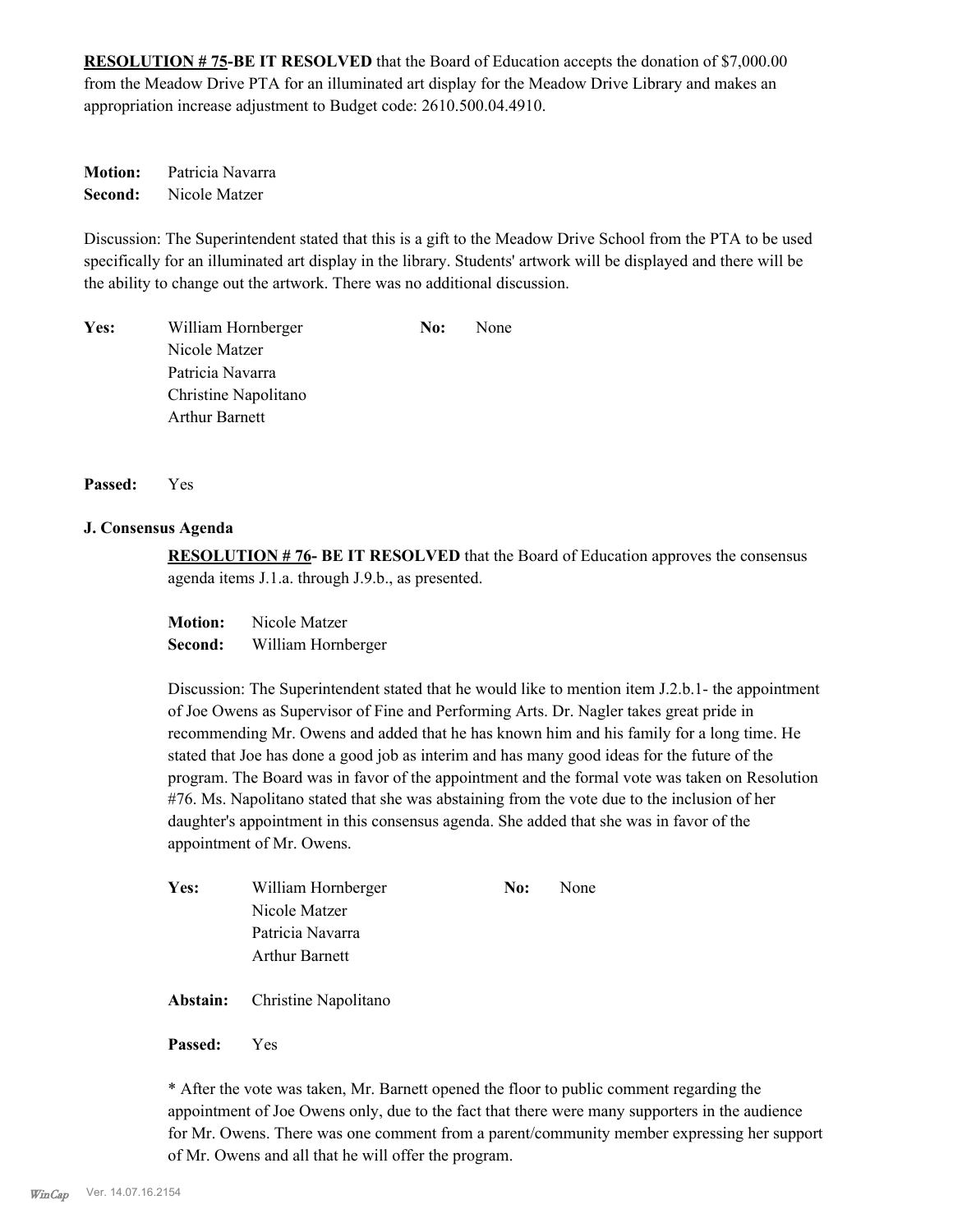**RESOLUTION # 75-BE IT RESOLVED** that the Board of Education accepts the donation of $7,000.00 from the Meadow Drive PTA for an illuminated art display for the Meadow Drive Library and makes an appropriation increase adjustment to Budget code: 2610.500.04.4910.

**Motion:** Patricia Navarra
**Second:** Nicole Matzer

Discussion: The Superintendent stated that this is a gift to the Meadow Drive School from the PTA to be used specifically for an illuminated art display in the library. Students' artwork will be displayed and there will be the ability to change out the artwork. There was no additional discussion.

**Yes:** William Hornberger
Nicole Matzer
Patricia Navarra
Christine Napolitano
Arthur Barnett

**No:** None

**Passed:** Yes

**J. Consensus Agenda**

**RESOLUTION # 76- BE IT RESOLVED** that the Board of Education approves the consensus agenda items J.1.a. through J.9.b., as presented.

**Motion:** Nicole Matzer
**Second:** William Hornberger

Discussion: The Superintendent stated that he would like to mention item J.2.b.1- the appointment of Joe Owens as Supervisor of Fine and Performing Arts. Dr. Nagler takes great pride in recommending Mr. Owens and added that he has known him and his family for a long time. He stated that Joe has done a good job as interim and has many good ideas for the future of the program. The Board was in favor of the appointment and the formal vote was taken on Resolution #76. Ms. Napolitano stated that she was abstaining from the vote due to the inclusion of her daughter's appointment in this consensus agenda. She added that she was in favor of the appointment of Mr. Owens.

**Yes:** William Hornberger
Nicole Matzer
Patricia Navarra
Arthur Barnett

**No:** None

**Abstain:** Christine Napolitano

**Passed:** Yes

* After the vote was taken, Mr. Barnett opened the floor to public comment regarding the appointment of Joe Owens only, due to the fact that there were many supporters in the audience for Mr. Owens. There was one comment from a parent/community member expressing her support of Mr. Owens and all that he will offer the program.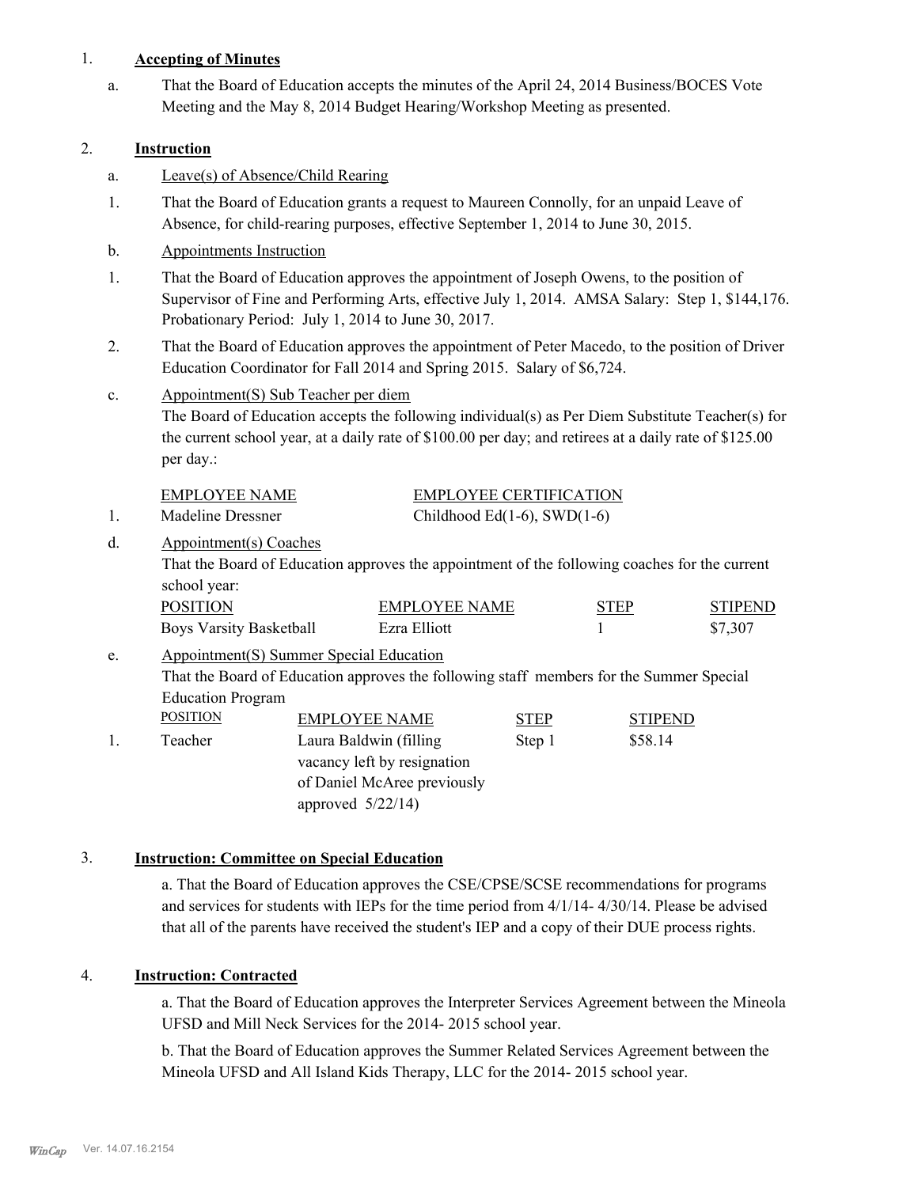1. **Accepting of Minutes**

   a. That the Board of Education accepts the minutes of the April 24, 2014 Business/BOCES Vote Meeting and the May 8, 2014 Budget Hearing/Workshop Meeting as presented.

2. **Instruction**

   a. Leave(s) of Absence/Child Rearing

   1. That the Board of Education grants a request to Maureen Connolly, for an unpaid Leave of Absence, for child-rearing purposes, effective September 1, 2014 to June 30, 2015.

   b. Appointments Instruction

   1. That the Board of Education approves the appointment of Joseph Owens, to the position of Supervisor of Fine and Performing Arts, effective July 1, 2014. AMSA Salary: Step 1, $144,176. Probationary Period: July 1, 2014 to June 30, 2017.

   2. That the Board of Education approves the appointment of Peter Macedo, to the position of Driver Education Coordinator for Fall 2014 and Spring 2015. Salary of $6,724.

   c. Appointment(S) Sub Teacher per diem

   The Board of Education accepts the following individual(s) as Per Diem Substitute Teacher(s) for the current school year, at a daily rate of $100.00 per day; and retirees at a daily rate of $125.00 per day.:

   | | EMPLOYEE NAME | EMPLOYEE CERTIFICATION |
   |---|---|---|
   | 1. | Madeline Dressner | Childhood Ed(1-6), SWD(1-6) |

   d. Appointment(s) Coaches

   That the Board of Education approves the appointment of the following coaches for the current school year:

   | POSITION | EMPLOYEE NAME | STEP | STIPEND |
   |---|---|---|---|
   | Boys Varsity Basketball | Ezra Elliott | 1 | $7,307 |

   e. Appointment(S) Summer Special Education

   That the Board of Education approves the following staff members for the Summer Special Education Program

   | | POSITION | EMPLOYEE NAME | STEP | STIPEND |
   |---|---|---|---|---|
   | 1. | Teacher | Laura Baldwin (filling vacancy left by resignation of Daniel McAree previously approved 5/22/14) | Step 1 | $58.14 |

3. **Instruction: Committee on Special Education**

   a. That the Board of Education approves the CSE/CPSE/SCSE recommendations for programs and services for students with IEPs for the time period from 4/1/14- 4/30/14. Please be advised that all of the parents have received the student's IEP and a copy of their DUE process rights.

4. **Instruction: Contracted**

   a. That the Board of Education approves the Interpreter Services Agreement between the Mineola UFSD and Mill Neck Services for the 2014- 2015 school year.

   b. That the Board of Education approves the Summer Related Services Agreement between the Mineola UFSD and All Island Kids Therapy, LLC for the 2014- 2015 school year.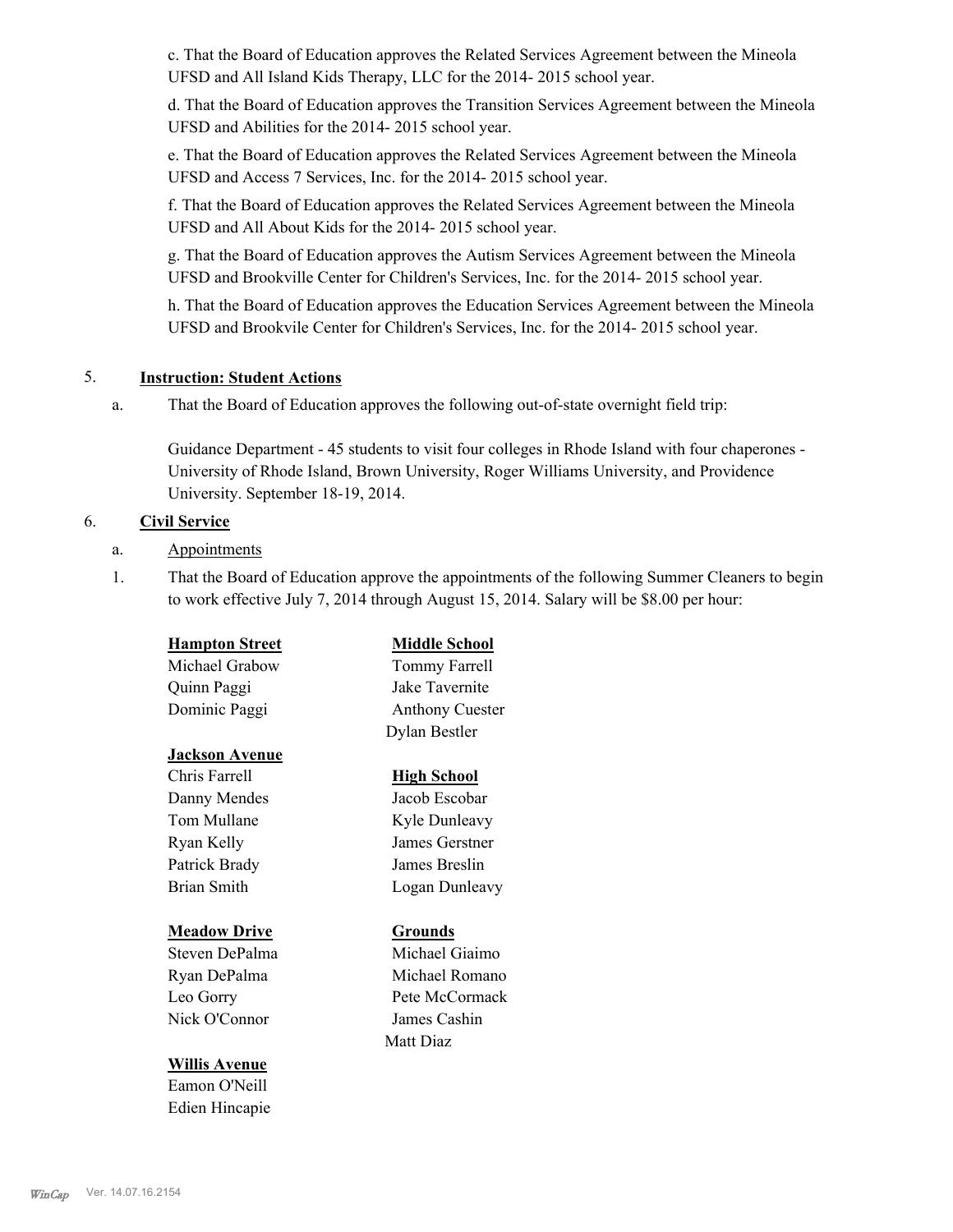c. That the Board of Education approves the Related Services Agreement between the Mineola UFSD and All Island Kids Therapy, LLC for the 2014- 2015 school year.

d. That the Board of Education approves the Transition Services Agreement between the Mineola UFSD and Abilities for the 2014- 2015 school year.

e. That the Board of Education approves the Related Services Agreement between the Mineola UFSD and Access 7 Services, Inc. for the 2014- 2015 school year.

f. That the Board of Education approves the Related Services Agreement between the Mineola UFSD and All About Kids for the 2014- 2015 school year.

g. That the Board of Education approves the Autism Services Agreement between the Mineola UFSD and Brookville Center for Children's Services, Inc. for the 2014- 2015 school year.

h. That the Board of Education approves the Education Services Agreement between the Mineola UFSD and Brookvile Center for Children's Services, Inc. for the 2014- 2015 school year.

5. **Instruction: Student Actions**

a. That the Board of Education approves the following out-of-state overnight field trip:

Guidance Department - 45 students to visit four colleges in Rhode Island with four chaperones - University of Rhode Island, Brown University, Roger Williams University, and Providence University. September 18-19, 2014.

6. **Civil Service**

a. Appointments

1. That the Board of Education approve the appointments of the following Summer Cleaners to begin to work effective July 7, 2014 through August 15, 2014. Salary will be $8.00 per hour:

**Hampton Street**
Michael Grabow
Quinn Paggi
Dominic Paggi

**Jackson Avenue**
Chris Farrell
Danny Mendes
Tom Mullane
Ryan Kelly
Patrick Brady
Brian Smith

**Meadow Drive**
Steven DePalma
Ryan DePalma
Leo Gorry
Nick O'Connor

**Willis Avenue**
Eamon O'Neill
Edien Hincapie

**Middle School**
Tommy Farrell
Jake Tavernite
Anthony Cuester
Dylan Bestler

**High School**
Jacob Escobar
Kyle Dunleavy
James Gerstner
James Breslin
Logan Dunleavy

**Grounds**
Michael Giaimo
Michael Romano
Pete McCormack
James Cashin
Matt Diaz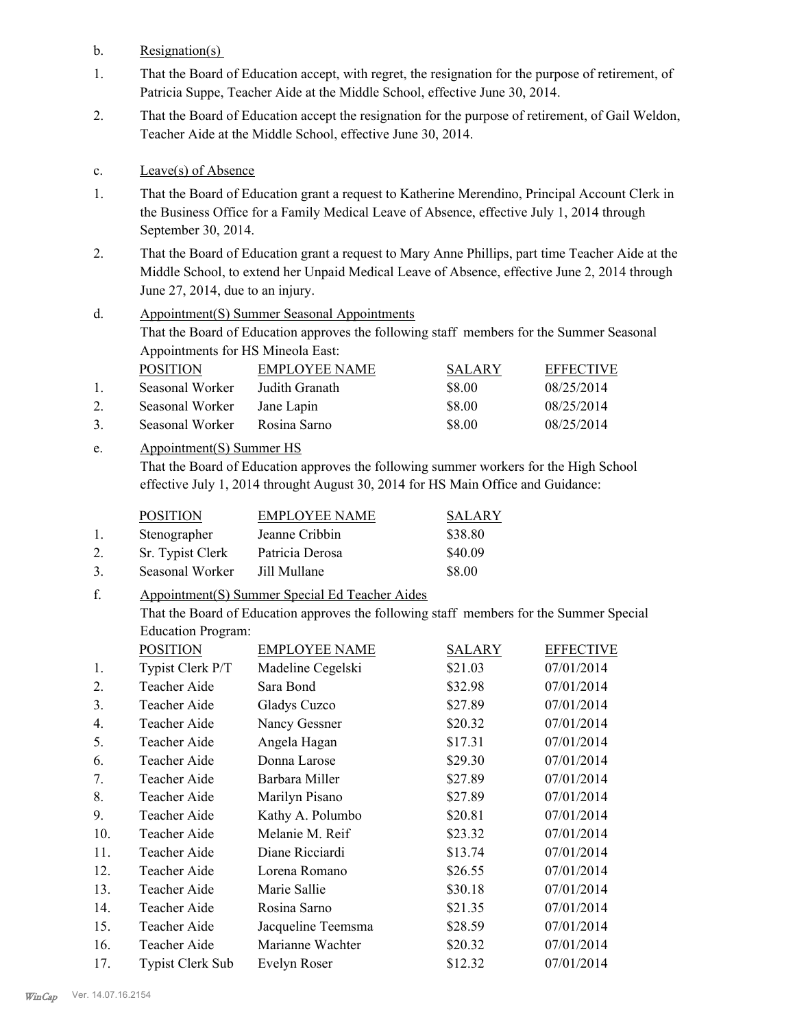b. Resignation(s)

1. That the Board of Education accept, with regret, the resignation for the purpose of retirement, of Patricia Suppe, Teacher Aide at the Middle School, effective June 30, 2014.

2. That the Board of Education accept the resignation for the purpose of retirement, of Gail Weldon, Teacher Aide at the Middle School, effective June 30, 2014.

c. Leave(s) of Absence

1. That the Board of Education grant a request to Katherine Merendino, Principal Account Clerk in the Business Office for a Family Medical Leave of Absence, effective July 1, 2014 through September 30, 2014.

2. That the Board of Education grant a request to Mary Anne Phillips, part time Teacher Aide at the Middle School, to extend her Unpaid Medical Leave of Absence, effective June 2, 2014 through June 27, 2014, due to an injury.

d. Appointment(S) Summer Seasonal Appointments

That the Board of Education approves the following staff members for the Summer Seasonal Appointments for HS Mineola East:

| | POSITION | EMPLOYEE NAME | SALARY | EFFECTIVE |
|---|---|---|---|---|
| 1. | Seasonal Worker | Judith Granath | $8.00 | 08/25/2014 |
| 2. | Seasonal Worker | Jane Lapin | $8.00 | 08/25/2014 |
| 3. | Seasonal Worker | Rosina Sarno | $8.00 | 08/25/2014 |

e. Appointment(S) Summer HS

That the Board of Education approves the following summer workers for the High School effective July 1, 2014 throught August 30, 2014 for HS Main Office and Guidance:

| | POSITION | EMPLOYEE NAME | SALARY |
|---|---|---|---|
| 1. | Stenographer | Jeanne Cribbin | $38.80 |
| 2. | Sr. Typist Clerk | Patricia Derosa | $40.09 |
| 3. | Seasonal Worker | Jill Mullane | $8.00 |

f. Appointment(S) Summer Special Ed Teacher Aides

That the Board of Education approves the following staff members for the Summer Special Education Program:

| | POSITION | EMPLOYEE NAME | SALARY | EFFECTIVE |
|---|---|---|---|---|
| 1. | Typist Clerk P/T | Madeline Cegelski | $21.03 | 07/01/2014 |
| 2. | Teacher Aide | Sara Bond | $32.98 | 07/01/2014 |
| 3. | Teacher Aide | Gladys Cuzco | $27.89 | 07/01/2014 |
| 4. | Teacher Aide | Nancy Gessner | $20.32 | 07/01/2014 |
| 5. | Teacher Aide | Angela Hagan | $17.31 | 07/01/2014 |
| 6. | Teacher Aide | Donna Larose | $29.30 | 07/01/2014 |
| 7. | Teacher Aide | Barbara Miller | $27.89 | 07/01/2014 |
| 8. | Teacher Aide | Marilyn Pisano | $27.89 | 07/01/2014 |
| 9. | Teacher Aide | Kathy A. Polumbo | $20.81 | 07/01/2014 |
| 10. | Teacher Aide | Melanie M. Reif | $23.32 | 07/01/2014 |
| 11. | Teacher Aide | Diane Ricciardi | $13.74 | 07/01/2014 |
| 12. | Teacher Aide | Lorena Romano | $26.55 | 07/01/2014 |
| 13. | Teacher Aide | Marie Sallie | $30.18 | 07/01/2014 |
| 14. | Teacher Aide | Rosina Sarno | $21.35 | 07/01/2014 |
| 15. | Teacher Aide | Jacqueline Teemsma | $28.59 | 07/01/2014 |
| 16. | Teacher Aide | Marianne Wachter | $20.32 | 07/01/2014 |
| 17. | Typist Clerk Sub | Evelyn Roser | $12.32 | 07/01/2014 |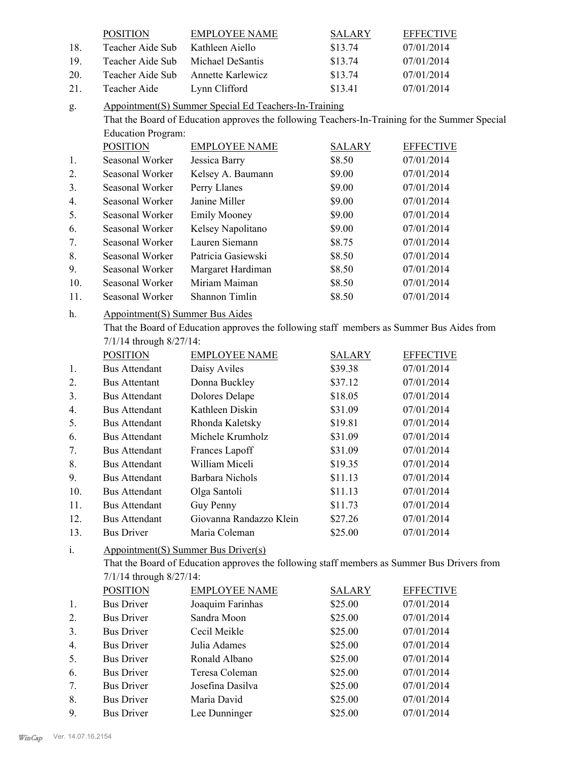| | POSITION | EMPLOYEE NAME | SALARY | EFFECTIVE |
|---|---|---|---|---|
| 18. | Teacher Aide Sub | Kathleen Aiello | $13.74 | 07/01/2014 |
| 19. | Teacher Aide Sub | Michael DeSantis | $13.74 | 07/01/2014 |
| 20. | Teacher Aide Sub | Annette Karlewicz | $13.74 | 07/01/2014 |
| 21. | Teacher Aide | Lynn Clifford | $13.41 | 07/01/2014 |

g. Appointment(S) Summer Special Ed Teachers-In-Training

That the Board of Education approves the following Teachers-In-Training for the Summer Special Education Program:

| | POSITION | EMPLOYEE NAME | SALARY | EFFECTIVE |
|---|---|---|---|---|
| 1. | Seasonal Worker | Jessica Barry | $8.50 | 07/01/2014 |
| 2. | Seasonal Worker | Kelsey A. Baumann | $9.00 | 07/01/2014 |
| 3. | Seasonal Worker | Perry Llanes | $9.00 | 07/01/2014 |
| 4. | Seasonal Worker | Janine Miller | $9.00 | 07/01/2014 |
| 5. | Seasonal Worker | Emily Mooney | $9.00 | 07/01/2014 |
| 6. | Seasonal Worker | Kelsey Napolitano | $9.00 | 07/01/2014 |
| 7. | Seasonal Worker | Lauren Siemann | $8.75 | 07/01/2014 |
| 8. | Seasonal Worker | Patricia Gasiewski | $8.50 | 07/01/2014 |
| 9. | Seasonal Worker | Margaret Hardiman | $8.50 | 07/01/2014 |
| 10. | Seasonal Worker | Miriam Maiman | $8.50 | 07/01/2014 |
| 11. | Seasonal Worker | Shannon Timlin | $8.50 | 07/01/2014 |

h. Appointment(S) Summer Bus Aides

That the Board of Education approves the following staff members as Summer Bus Aides from 7/1/14 through 8/27/14:

| | POSITION | EMPLOYEE NAME | SALARY | EFFECTIVE |
|---|---|---|---|---|
| 1. | Bus Attendant | Daisy Aviles | $39.38 | 07/01/2014 |
| 2. | Bus Attentant | Donna Buckley | $37.12 | 07/01/2014 |
| 3. | Bus Attendant | Dolores Delape | $18.05 | 07/01/2014 |
| 4. | Bus Attendant | Kathleen Diskin | $31.09 | 07/01/2014 |
| 5. | Bus Attendant | Rhonda Kaletsky | $19.81 | 07/01/2014 |
| 6. | Bus Attendant | Michele Krumholz | $31.09 | 07/01/2014 |
| 7. | Bus Attendant | Frances Lapoff | $31.09 | 07/01/2014 |
| 8. | Bus Attendant | William Miceli | $19.35 | 07/01/2014 |
| 9. | Bus Attendant | Barbara Nichols | $11.13 | 07/01/2014 |
| 10. | Bus Attendant | Olga Santoli | $11.13 | 07/01/2014 |
| 11. | Bus Attendant | Guy Penny | $11.73 | 07/01/2014 |
| 12. | Bus Attendant | Giovanna Randazzo Klein | $27.26 | 07/01/2014 |
| 13. | Bus Driver | Maria Coleman | $25.00 | 07/01/2014 |

i. Appointment(S) Summer Bus Driver(s)

That the Board of Education approves the following staff members as Summer Bus Drivers from 7/1/14 through 8/27/14:

| | POSITION | EMPLOYEE NAME | SALARY | EFFECTIVE |
|---|---|---|---|---|
| 1. | Bus Driver | Joaquim Farinhas | $25.00 | 07/01/2014 |
| 2. | Bus Driver | Sandra Moon | $25.00 | 07/01/2014 |
| 3. | Bus Driver | Cecil Meikle | $25.00 | 07/01/2014 |
| 4. | Bus Driver | Julia Adames | $25.00 | 07/01/2014 |
| 5. | Bus Driver | Ronald Albano | $25.00 | 07/01/2014 |
| 6. | Bus Driver | Teresa Coleman | $25.00 | 07/01/2014 |
| 7. | Bus Driver | Josefina Dasilva | $25.00 | 07/01/2014 |
| 8. | Bus Driver | Maria David | $25.00 | 07/01/2014 |
| 9. | Bus Driver | Lee Dunninger | $25.00 | 07/01/2014 |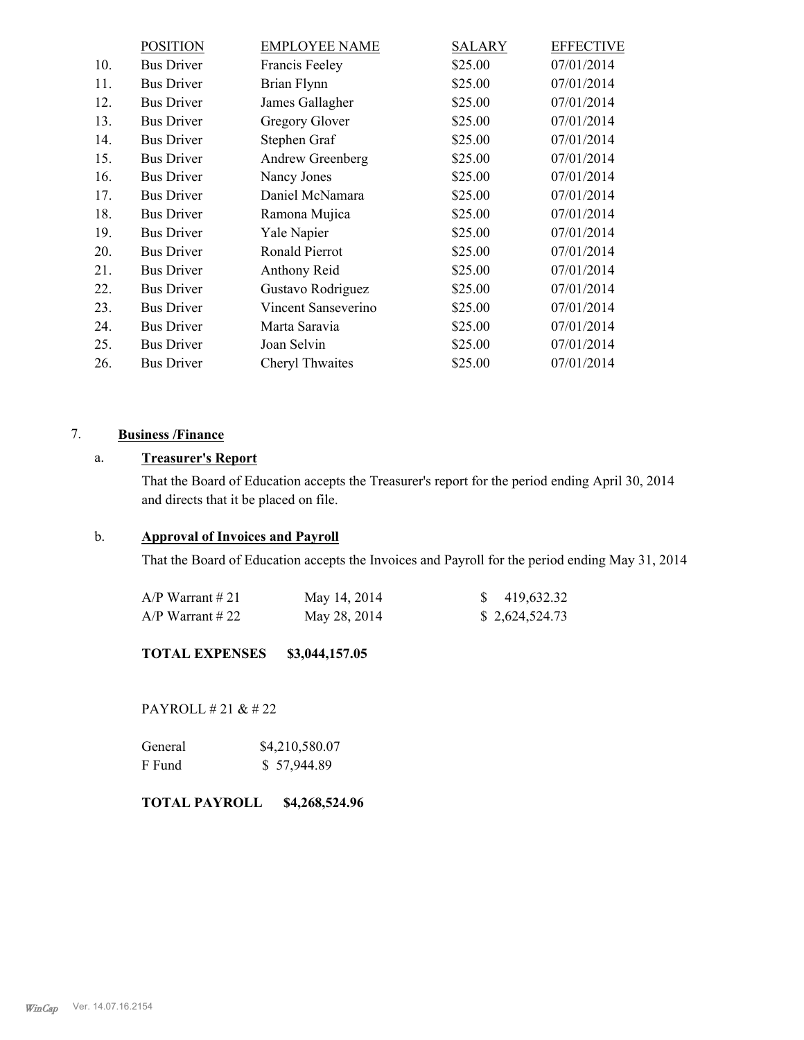| | POSITION | EMPLOYEE NAME | SALARY | EFFECTIVE |
|---|---|---|---|---|
| 10. | Bus Driver | Francis Feeley | $25.00 | 07/01/2014 |
| 11. | Bus Driver | Brian Flynn | $25.00 | 07/01/2014 |
| 12. | Bus Driver | James Gallagher | $25.00 | 07/01/2014 |
| 13. | Bus Driver | Gregory Glover | $25.00 | 07/01/2014 |
| 14. | Bus Driver | Stephen Graf | $25.00 | 07/01/2014 |
| 15. | Bus Driver | Andrew Greenberg | $25.00 | 07/01/2014 |
| 16. | Bus Driver | Nancy Jones | $25.00 | 07/01/2014 |
| 17. | Bus Driver | Daniel McNamara | $25.00 | 07/01/2014 |
| 18. | Bus Driver | Ramona Mujica | $25.00 | 07/01/2014 |
| 19. | Bus Driver | Yale Napier | $25.00 | 07/01/2014 |
| 20. | Bus Driver | Ronald Pierrot | $25.00 | 07/01/2014 |
| 21. | Bus Driver | Anthony Reid | $25.00 | 07/01/2014 |
| 22. | Bus Driver | Gustavo Rodriguez | $25.00 | 07/01/2014 |
| 23. | Bus Driver | Vincent Sanseverino | $25.00 | 07/01/2014 |
| 24. | Bus Driver | Marta Saravia | $25.00 | 07/01/2014 |
| 25. | Bus Driver | Joan Selvin | $25.00 | 07/01/2014 |
| 26. | Bus Driver | Cheryl Thwaites | $25.00 | 07/01/2014 |

7. **Business /Finance**

a. **Treasurer's Report**

That the Board of Education accepts the Treasurer's report for the period ending April 30, 2014 and directs that it be placed on file.

b. **Approval of Invoices and Payroll**

That the Board of Education accepts the Invoices and Payroll for the period ending May 31, 2014

| | | |
|---|---|---|
| A/P Warrant # 21 | May 14, 2014 | $ 419,632.32 |
| A/P Warrant # 22 | May 28, 2014 | $ 2,624,524.73 |

**TOTAL EXPENSES $3,044,157.05**

PAYROLL # 21 & # 22

| | |
|---|---|
| General | $4,210,580.07 |
| F Fund | $ 57,944.89 |

**TOTAL PAYROLL $4,268,524.96**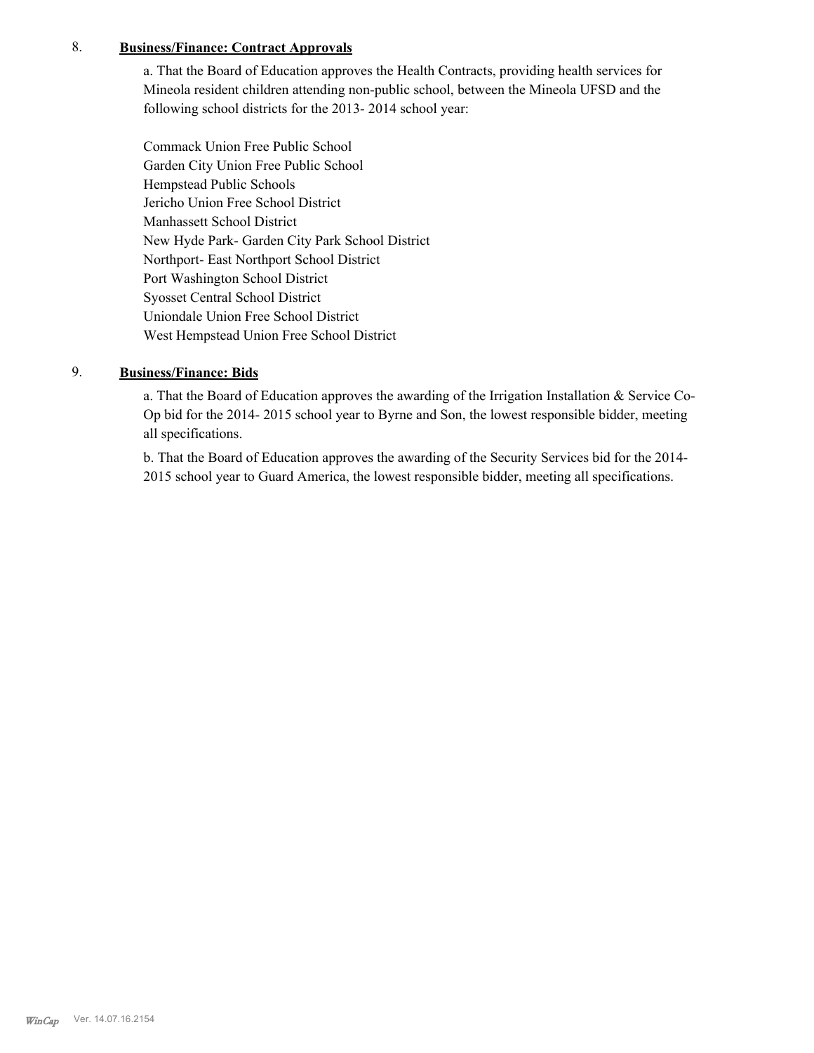8. **Business/Finance: Contract Approvals**

a. That the Board of Education approves the Health Contracts, providing health services for Mineola resident children attending non-public school, between the Mineola UFSD and the following school districts for the 2013- 2014 school year:

Commack Union Free Public School
Garden City Union Free Public School
Hempstead Public Schools
Jericho Union Free School District
Manhassett School District
New Hyde Park- Garden City Park School District
Northport- East Northport School District
Port Washington School District
Syosset Central School District
Uniondale Union Free School District
West Hempstead Union Free School District

9. **Business/Finance: Bids**

a. That the Board of Education approves the awarding of the Irrigation Installation & Service Co-Op bid for the 2014- 2015 school year to Byrne and Son, the lowest responsible bidder, meeting all specifications.

b. That the Board of Education approves the awarding of the Security Services bid for the 2014-2015 school year to Guard America, the lowest responsible bidder, meeting all specifications.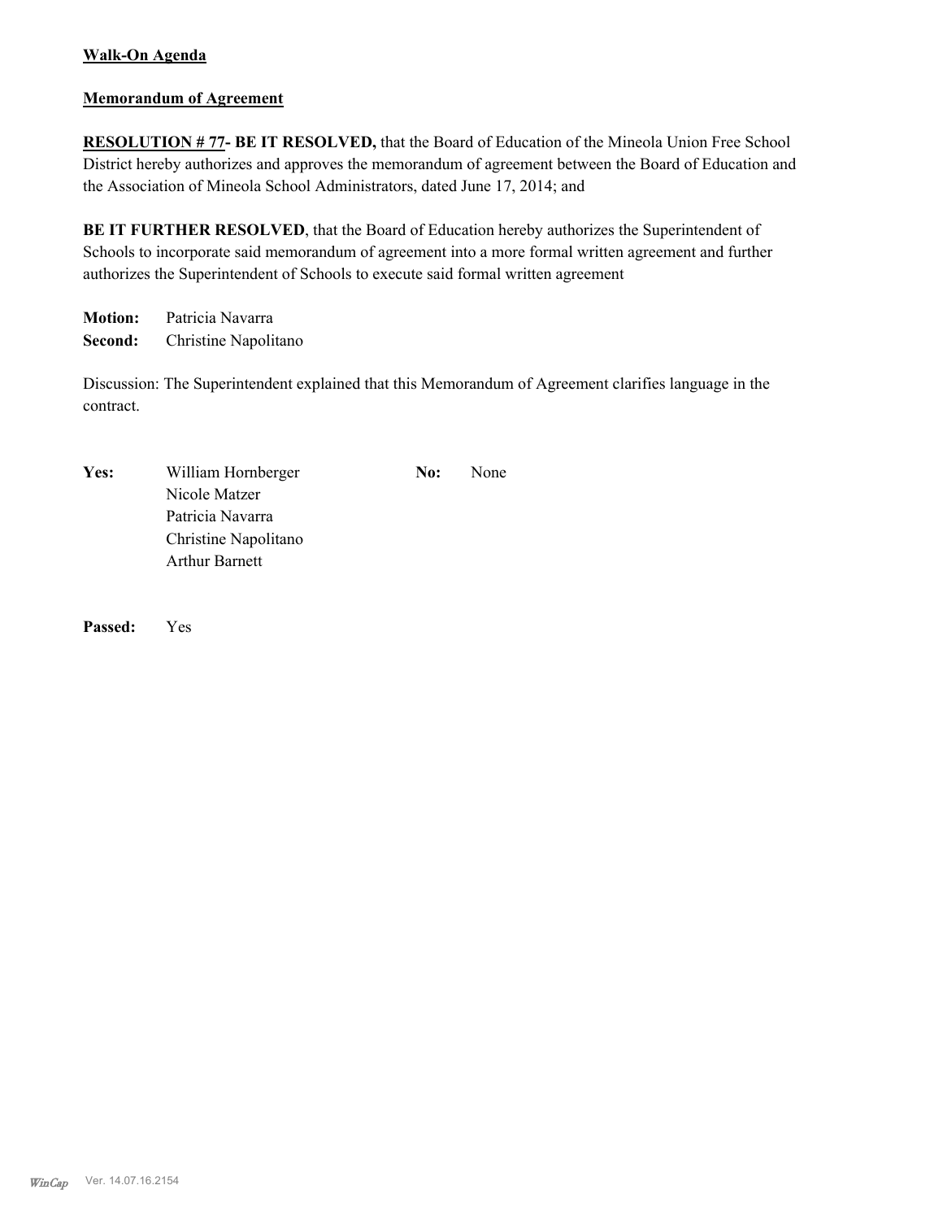**Walk-On Agenda**

**Memorandum of Agreement**

**RESOLUTION # 77- BE IT RESOLVED,** that the Board of Education of the Mineola Union Free School District hereby authorizes and approves the memorandum of agreement between the Board of Education and the Association of Mineola School Administrators, dated June 17, 2014; and

**BE IT FURTHER RESOLVED**, that the Board of Education hereby authorizes the Superintendent of Schools to incorporate said memorandum of agreement into a more formal written agreement and further authorizes the Superintendent of Schools to execute said formal written agreement

**Motion:** Patricia Navarra
**Second:** Christine Napolitano

Discussion: The Superintendent explained that this Memorandum of Agreement clarifies language in the contract.

| **Yes:** | | **No:** | |
|---|---|---|---|
| | William Hornberger | | None |
| | Nicole Matzer | | |
| | Patricia Navarra | | |
| | Christine Napolitano | | |
| | Arthur Barnett | | |

**Passed:** Yes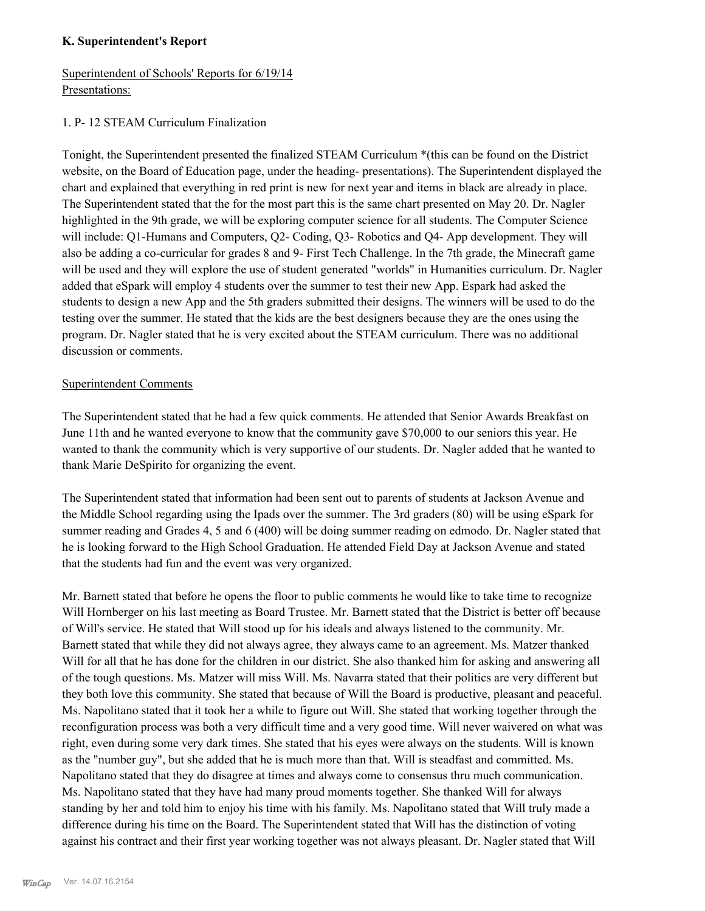**K. Superintendent's Report**

Superintendent of Schools' Reports for 6/19/14
Presentations:

1. P- 12 STEAM Curriculum Finalization

Tonight, the Superintendent presented the finalized STEAM Curriculum *(this can be found on the District website, on the Board of Education page, under the heading- presentations). The Superintendent displayed the chart and explained that everything in red print is new for next year and items in black are already in place. The Superintendent stated that the for the most part this is the same chart presented on May 20. Dr. Nagler highlighted in the 9th grade, we will be exploring computer science for all students. The Computer Science will include: Q1-Humans and Computers, Q2- Coding, Q3- Robotics and Q4- App development. They will also be adding a co-curricular for grades 8 and 9- First Tech Challenge. In the 7th grade, the Minecraft game will be used and they will explore the use of student generated "worlds" in Humanities curriculum. Dr. Nagler added that eSpark will employ 4 students over the summer to test their new App. Espark had asked the students to design a new App and the 5th graders submitted their designs. The winners will be used to do the testing over the summer. He stated that the kids are the best designers because they are the ones using the program. Dr. Nagler stated that he is very excited about the STEAM curriculum. There was no additional discussion or comments.

Superintendent Comments

The Superintendent stated that he had a few quick comments. He attended that Senior Awards Breakfast on June 11th and he wanted everyone to know that the community gave $70,000 to our seniors this year. He wanted to thank the community which is very supportive of our students. Dr. Nagler added that he wanted to thank Marie DeSpirito for organizing the event.

The Superintendent stated that information had been sent out to parents of students at Jackson Avenue and the Middle School regarding using the Ipads over the summer. The 3rd graders (80) will be using eSpark for summer reading and Grades 4, 5 and 6 (400) will be doing summer reading on edmodo. Dr. Nagler stated that he is looking forward to the High School Graduation. He attended Field Day at Jackson Avenue and stated that the students had fun and the event was very organized.

Mr. Barnett stated that before he opens the floor to public comments he would like to take time to recognize Will Hornberger on his last meeting as Board Trustee. Mr. Barnett stated that the District is better off because of Will's service. He stated that Will stood up for his ideals and always listened to the community. Mr. Barnett stated that while they did not always agree, they always came to an agreement. Ms. Matzer thanked Will for all that he has done for the children in our district. She also thanked him for asking and answering all of the tough questions. Ms. Matzer will miss Will. Ms. Navarra stated that their politics are very different but they both love this community. She stated that because of Will the Board is productive, pleasant and peaceful. Ms. Napolitano stated that it took her a while to figure out Will. She stated that working together through the reconfiguration process was both a very difficult time and a very good time. Will never waivered on what was right, even during some very dark times. She stated that his eyes were always on the students. Will is known as the "number guy", but she added that he is much more than that. Will is steadfast and committed. Ms. Napolitano stated that they do disagree at times and always come to consensus thru much communication. Ms. Napolitano stated that they have had many proud moments together. She thanked Will for always standing by her and told him to enjoy his time with his family. Ms. Napolitano stated that Will truly made a difference during his time on the Board. The Superintendent stated that Will has the distinction of voting against his contract and their first year working together was not always pleasant. Dr. Nagler stated that Will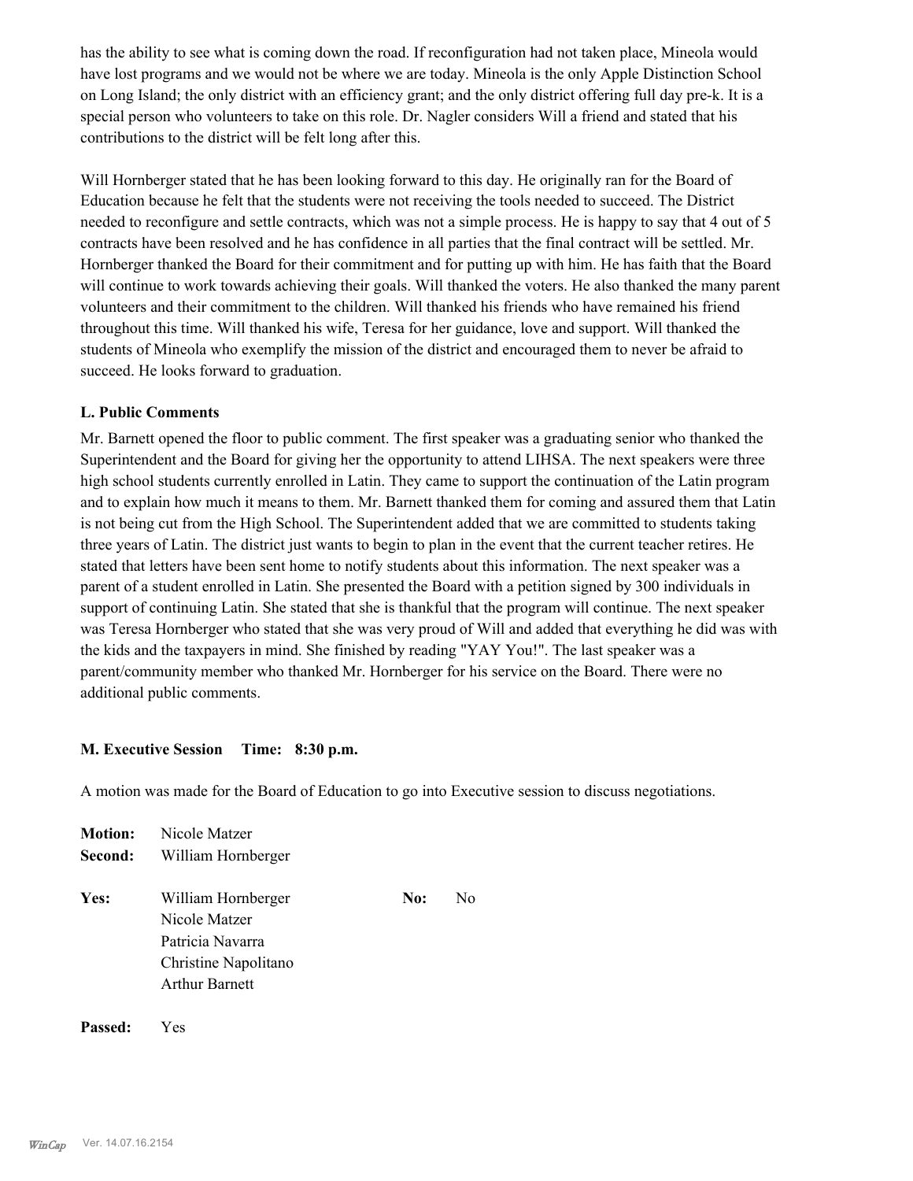has the ability to see what is coming down the road. If reconfiguration had not taken place, Mineola would have lost programs and we would not be where we are today. Mineola is the only Apple Distinction School on Long Island; the only district with an efficiency grant; and the only district offering full day pre-k. It is a special person who volunteers to take on this role. Dr. Nagler considers Will a friend and stated that his contributions to the district will be felt long after this.

Will Hornberger stated that he has been looking forward to this day. He originally ran for the Board of Education because he felt that the students were not receiving the tools needed to succeed. The District needed to reconfigure and settle contracts, which was not a simple process. He is happy to say that 4 out of 5 contracts have been resolved and he has confidence in all parties that the final contract will be settled. Mr. Hornberger thanked the Board for their commitment and for putting up with him. He has faith that the Board will continue to work towards achieving their goals. Will thanked the voters. He also thanked the many parent volunteers and their commitment to the children. Will thanked his friends who have remained his friend throughout this time. Will thanked his wife, Teresa for her guidance, love and support. Will thanked the students of Mineola who exemplify the mission of the district and encouraged them to never be afraid to succeed. He looks forward to graduation.

### L. Public Comments

Mr. Barnett opened the floor to public comment. The first speaker was a graduating senior who thanked the Superintendent and the Board for giving her the opportunity to attend LIHSA. The next speakers were three high school students currently enrolled in Latin. They came to support the continuation of the Latin program and to explain how much it means to them. Mr. Barnett thanked them for coming and assured them that Latin is not being cut from the High School. The Superintendent added that we are committed to students taking three years of Latin. The district just wants to begin to plan in the event that the current teacher retires. He stated that letters have been sent home to notify students about this information. The next speaker was a parent of a student enrolled in Latin. She presented the Board with a petition signed by 300 individuals in support of continuing Latin. She stated that she is thankful that the program will continue. The next speaker was Teresa Hornberger who stated that she was very proud of Will and added that everything he did was with the kids and the taxpayers in mind. She finished by reading "YAY You!". The last speaker was a parent/community member who thanked Mr. Hornberger for his service on the Board. There were no additional public comments.

### M. Executive Session Time: 8:30 p.m.

A motion was made for the Board of Education to go into Executive session to discuss negotiations.

**Motion:** Nicole Matzer
**Second:** William Hornberger

**Yes:** William Hornberger, Nicole Matzer, Patricia Navarra, Christine Napolitano, Arthur Barnett
**No:** No

**Passed:** Yes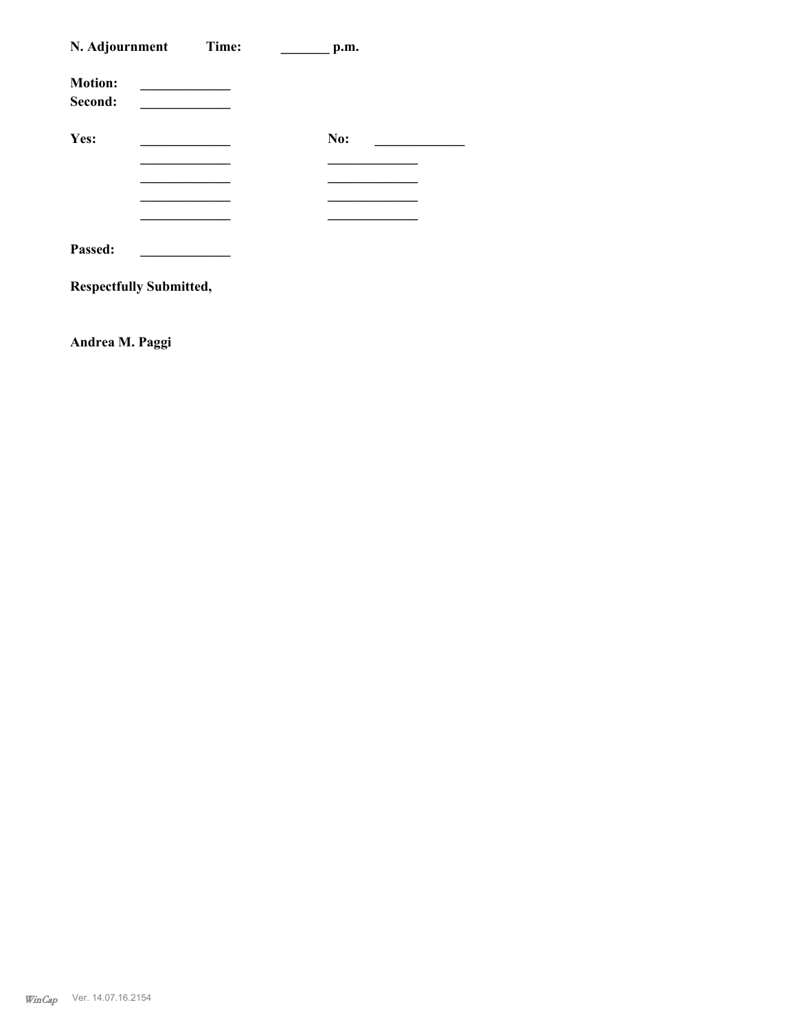**N. Adjournment Time: _______ p.m.**

**Motion: _____________**
**Second: _____________**

**Yes: _____________ No: _____________**
**_____________ _____________**
**_____________ _____________**
**_____________ _____________**
**_____________ _____________**

**Passed: _____________**

**Respectfully Submitted,**

**Andrea M. Paggi**

*WinCap* Ver. 14.07.16.2154